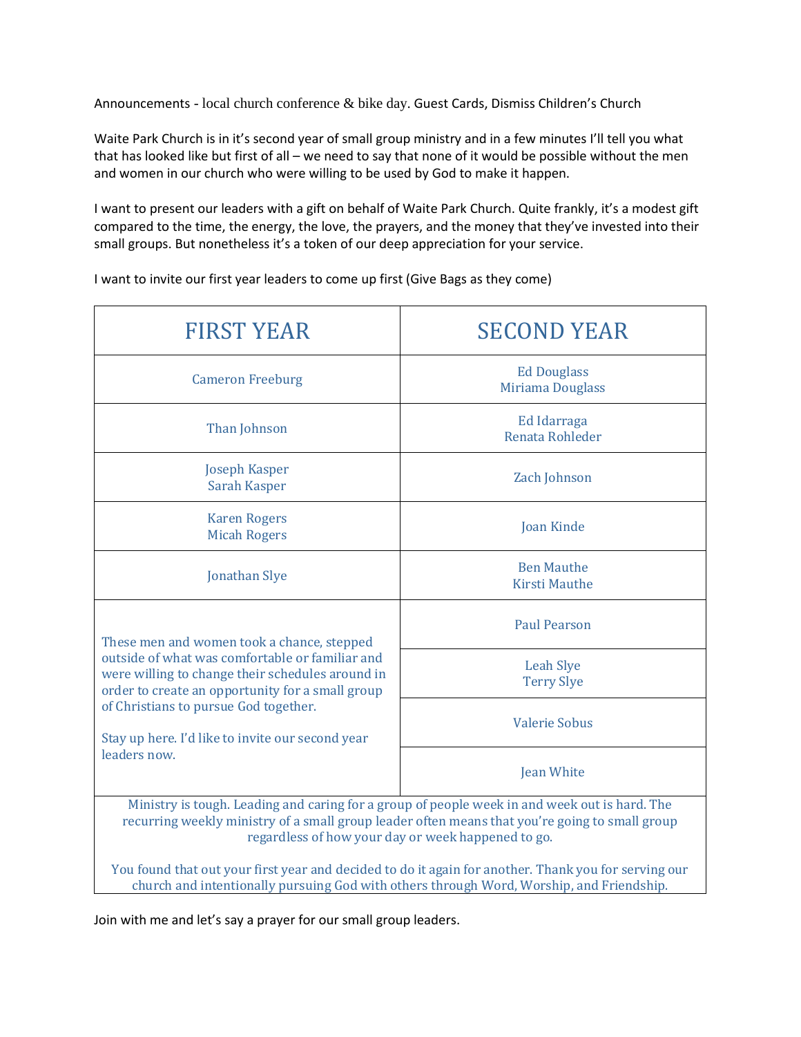Announcements - local church conference & bike day. Guest Cards, Dismiss Children's Church

Waite Park Church is in it's second year of small group ministry and in a few minutes I'll tell you what that has looked like but first of all – we need to say that none of it would be possible without the men and women in our church who were willing to be used by God to make it happen.

I want to present our leaders with a gift on behalf of Waite Park Church. Quite frankly, it's a modest gift compared to the time, the energy, the love, the prayers, and the money that they've invested into their small groups. But nonetheless it's a token of our deep appreciation for your service.

I want to invite our first year leaders to come up first (Give Bags as they come)

| FIRST YEAR | SECOND YEAR |
|---|---|
| Cameron Freeburg | Ed Douglass<br>Miriama Douglass |
| Than Johnson | Ed Idarraga<br>Renata Rohleder |
| Joseph Kasper<br>Sarah Kasper | Zach Johnson |
| Karen Rogers<br>Micah Rogers | Joan Kinde |
| Jonathan Slye | Ben Mauthe<br>Kirsti Mauthe |
| These men and women took a chance, stepped outside of what was comfortable or familiar and were willing to change their schedules around in order to create an opportunity for a small group of Christians to pursue God together.<br><br>Stay up here. I'd like to invite our second year leaders now. | Paul Pearson |
| | Leah Slye<br>Terry Slye |
| | Valerie Sobus |
| | Jean White |
| Ministry is tough. Leading and caring for a group of people week in and week out is hard. The recurring weekly ministry of a small group leader often means that you're going to small group regardless of how your day or week happened to go.<br><br>You found that out your first year and decided to do it again for another. Thank you for serving our church and intentionally pursuing God with others through Word, Worship, and Friendship. | |

Join with me and let's say a prayer for our small group leaders.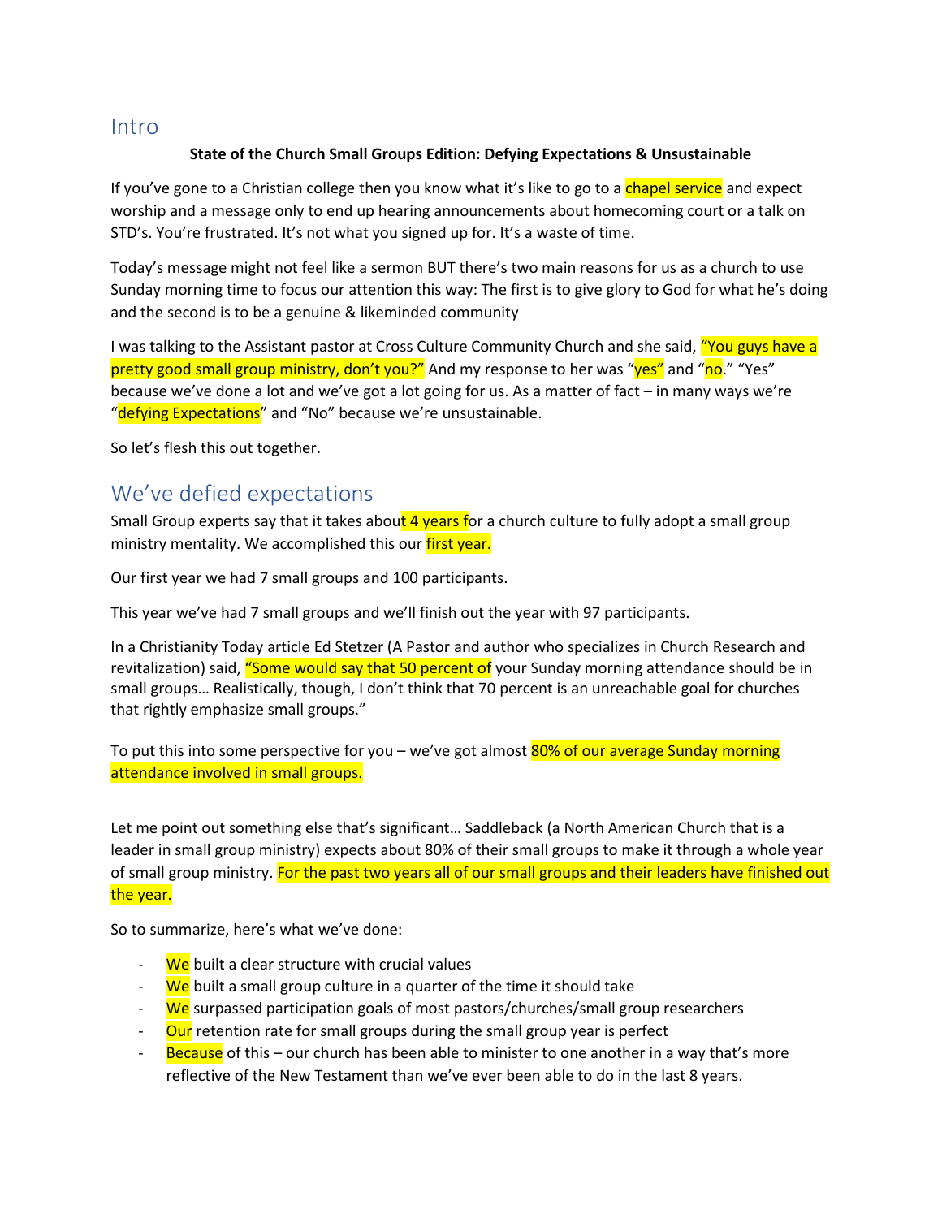## Intro

**State of the Church Small Groups Edition: Defying Expectations & Unsustainable**

If you've gone to a Christian college then you know what it's like to go to a chapel service and expect worship and a message only to end up hearing announcements about homecoming court or a talk on STD's. You're frustrated. It's not what you signed up for. It's a waste of time.

Today's message might not feel like a sermon BUT there's two main reasons for us as a church to use Sunday morning time to focus our attention this way: The first is to give glory to God for what he's doing and the second is to be a genuine & likeminded community

I was talking to the Assistant pastor at Cross Culture Community Church and she said, "You guys have a pretty good small group ministry, don't you?" And my response to her was "yes" and "no." "Yes" because we've done a lot and we've got a lot going for us. As a matter of fact – in many ways we're "defying Expectations" and "No" because we're unsustainable.

So let's flesh this out together.

## We've defied expectations

Small Group experts say that it takes about 4 years for a church culture to fully adopt a small group ministry mentality. We accomplished this our first year.

Our first year we had 7 small groups and 100 participants.

This year we've had 7 small groups and we'll finish out the year with 97 participants.

In a Christianity Today article Ed Stetzer (A Pastor and author who specializes in Church Research and revitalization) said, "Some would say that 50 percent of your Sunday morning attendance should be in small groups… Realistically, though, I don't think that 70 percent is an unreachable goal for churches that rightly emphasize small groups."

To put this into some perspective for you – we've got almost 80% of our average Sunday morning attendance involved in small groups.

Let me point out something else that's significant… Saddleback (a North American Church that is a leader in small group ministry) expects about 80% of their small groups to make it through a whole year of small group ministry. For the past two years all of our small groups and their leaders have finished out the year.

So to summarize, here's what we've done:

- We built a clear structure with crucial values
- We built a small group culture in a quarter of the time it should take
- We surpassed participation goals of most pastors/churches/small group researchers
- Our retention rate for small groups during the small group year is perfect
- Because of this – our church has been able to minister to one another in a way that's more reflective of the New Testament than we've ever been able to do in the last 8 years.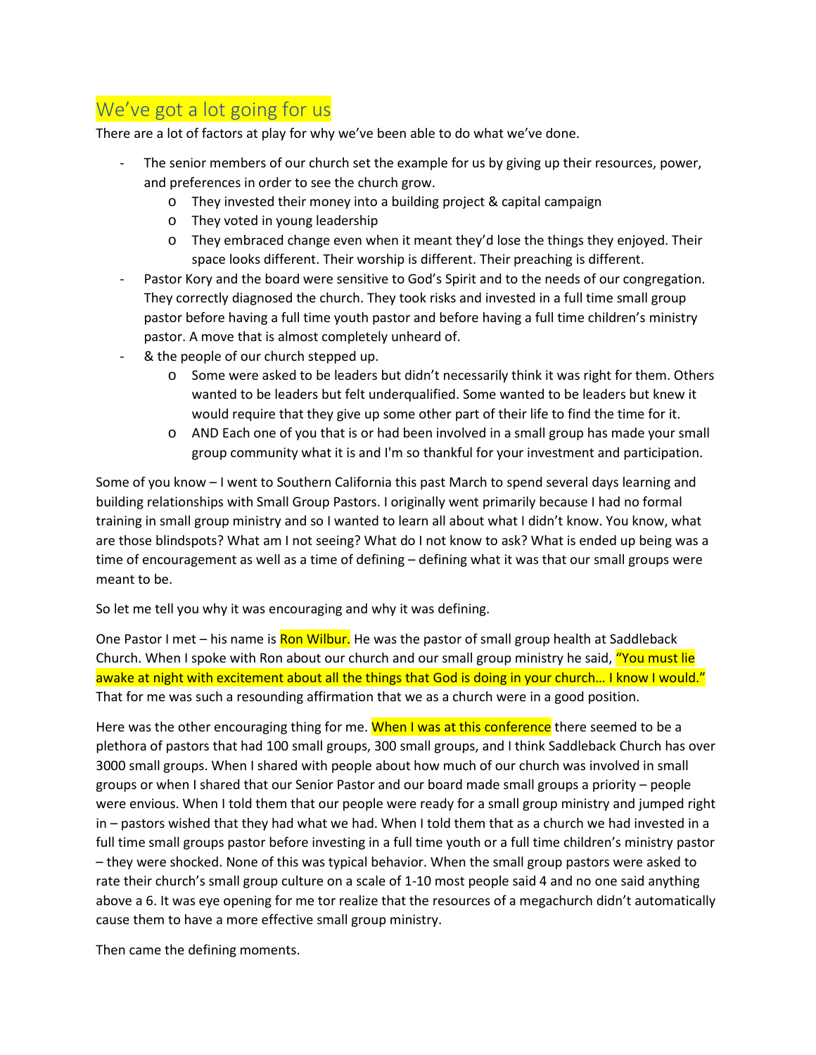## We've got a lot going for us

There are a lot of factors at play for why we've been able to do what we've done.

- The senior members of our church set the example for us by giving up their resources, power, and preferences in order to see the church grow.
    - They invested their money into a building project & capital campaign
    - They voted in young leadership
    - They embraced change even when it meant they'd lose the things they enjoyed. Their space looks different. Their worship is different. Their preaching is different.
- Pastor Kory and the board were sensitive to God's Spirit and to the needs of our congregation. They correctly diagnosed the church. They took risks and invested in a full time small group pastor before having a full time youth pastor and before having a full time children's ministry pastor. A move that is almost completely unheard of.
- & the people of our church stepped up.
    - Some were asked to be leaders but didn't necessarily think it was right for them. Others wanted to be leaders but felt underqualified. Some wanted to be leaders but knew it would require that they give up some other part of their life to find the time for it.
    - AND Each one of you that is or had been involved in a small group has made your small group community what it is and I'm so thankful for your investment and participation.

Some of you know – I went to Southern California this past March to spend several days learning and building relationships with Small Group Pastors. I originally went primarily because I had no formal training in small group ministry and so I wanted to learn all about what I didn't know. You know, what are those blindspots? What am I not seeing? What do I not know to ask? What is ended up being was a time of encouragement as well as a time of defining – defining what it was that our small groups were meant to be.

So let me tell you why it was encouraging and why it was defining.

One Pastor I met – his name is Ron Wilbur. He was the pastor of small group health at Saddleback Church. When I spoke with Ron about our church and our small group ministry he said, "You must lie awake at night with excitement about all the things that God is doing in your church… I know I would." That for me was such a resounding affirmation that we as a church were in a good position.

Here was the other encouraging thing for me. When I was at this conference there seemed to be a plethora of pastors that had 100 small groups, 300 small groups, and I think Saddleback Church has over 3000 small groups. When I shared with people about how much of our church was involved in small groups or when I shared that our Senior Pastor and our board made small groups a priority – people were envious. When I told them that our people were ready for a small group ministry and jumped right in – pastors wished that they had what we had. When I told them that as a church we had invested in a full time small groups pastor before investing in a full time youth or a full time children's ministry pastor – they were shocked. None of this was typical behavior. When the small group pastors were asked to rate their church's small group culture on a scale of 1-10 most people said 4 and no one said anything above a 6. It was eye opening for me tor realize that the resources of a megachurch didn't automatically cause them to have a more effective small group ministry.

Then came the defining moments.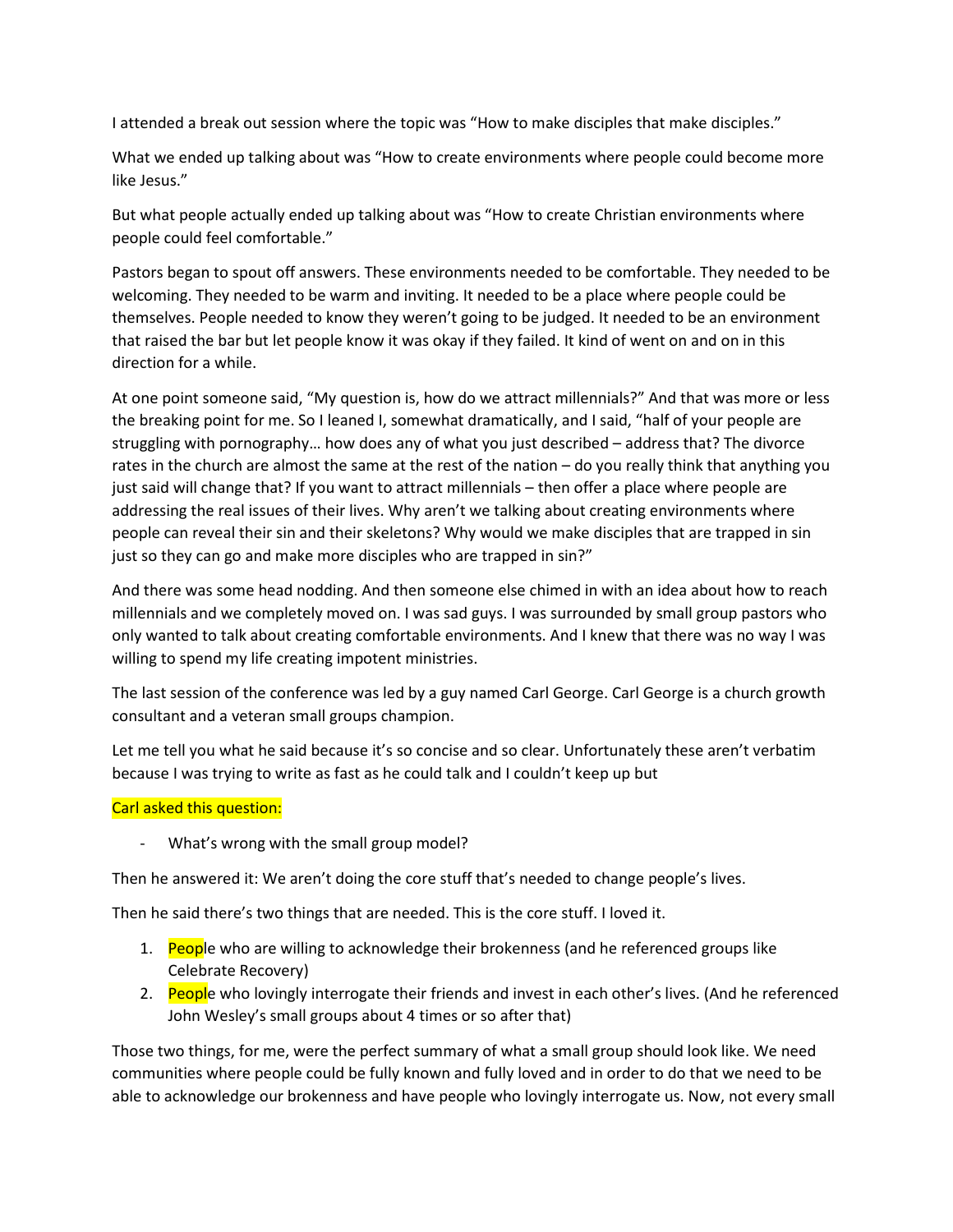I attended a break out session where the topic was "How to make disciples that make disciples."

What we ended up talking about was "How to create environments where people could become more like Jesus."

But what people actually ended up talking about was "How to create Christian environments where people could feel comfortable."

Pastors began to spout off answers. These environments needed to be comfortable. They needed to be welcoming. They needed to be warm and inviting. It needed to be a place where people could be themselves. People needed to know they weren't going to be judged. It needed to be an environment that raised the bar but let people know it was okay if they failed. It kind of went on and on in this direction for a while.

At one point someone said, "My question is, how do we attract millennials?" And that was more or less the breaking point for me. So I leaned I, somewhat dramatically, and I said, "half of your people are struggling with pornography… how does any of what you just described – address that? The divorce rates in the church are almost the same at the rest of the nation – do you really think that anything you just said will change that? If you want to attract millennials – then offer a place where people are addressing the real issues of their lives. Why aren't we talking about creating environments where people can reveal their sin and their skeletons? Why would we make disciples that are trapped in sin just so they can go and make more disciples who are trapped in sin?"

And there was some head nodding. And then someone else chimed in with an idea about how to reach millennials and we completely moved on. I was sad guys. I was surrounded by small group pastors who only wanted to talk about creating comfortable environments. And I knew that there was no way I was willing to spend my life creating impotent ministries.

The last session of the conference was led by a guy named Carl George. Carl George is a church growth consultant and a veteran small groups champion.

Let me tell you what he said because it's so concise and so clear. Unfortunately these aren't verbatim because I was trying to write as fast as he could talk and I couldn't keep up but

Carl asked this question:

- What's wrong with the small group model?

Then he answered it: We aren't doing the core stuff that's needed to change people's lives.

Then he said there's two things that are needed. This is the core stuff. I loved it.

1. People who are willing to acknowledge their brokenness (and he referenced groups like Celebrate Recovery)
2. People who lovingly interrogate their friends and invest in each other's lives. (And he referenced John Wesley's small groups about 4 times or so after that)

Those two things, for me, were the perfect summary of what a small group should look like. We need communities where people could be fully known and fully loved and in order to do that we need to be able to acknowledge our brokenness and have people who lovingly interrogate us. Now, not every small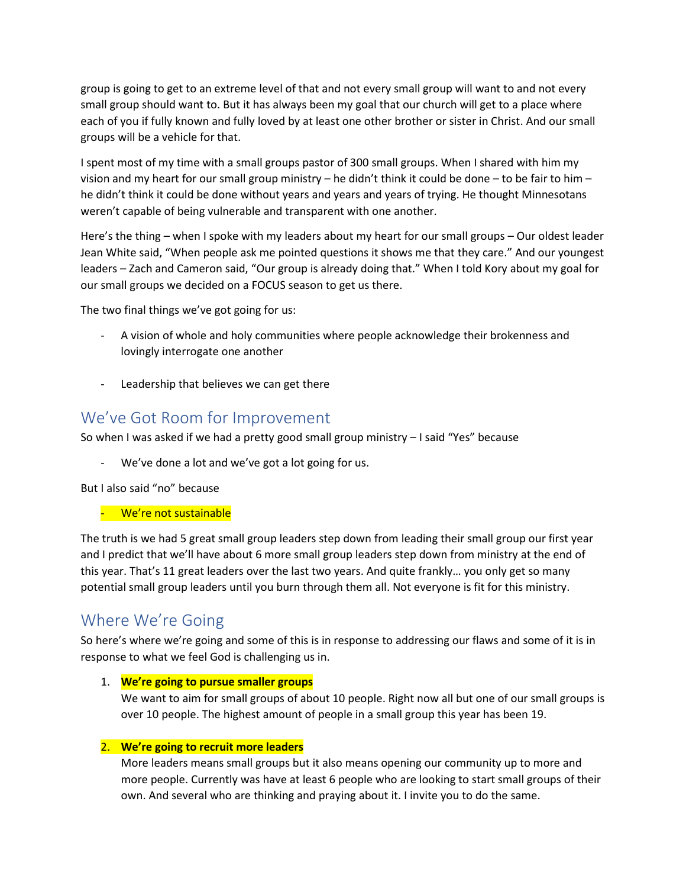group is going to get to an extreme level of that and not every small group will want to and not every small group should want to. But it has always been my goal that our church will get to a place where each of you if fully known and fully loved by at least one other brother or sister in Christ. And our small groups will be a vehicle for that.

I spent most of my time with a small groups pastor of 300 small groups. When I shared with him my vision and my heart for our small group ministry – he didn't think it could be done – to be fair to him – he didn't think it could be done without years and years and years of trying. He thought Minnesotans weren't capable of being vulnerable and transparent with one another.

Here's the thing – when I spoke with my leaders about my heart for our small groups – Our oldest leader Jean White said, "When people ask me pointed questions it shows me that they care." And our youngest leaders – Zach and Cameron said, "Our group is already doing that." When I told Kory about my goal for our small groups we decided on a FOCUS season to get us there.

The two final things we've got going for us:

- A vision of whole and holy communities where people acknowledge their brokenness and lovingly interrogate one another

- Leadership that believes we can get there

## We've Got Room for Improvement

So when I was asked if we had a pretty good small group ministry – I said "Yes" because

- We've done a lot and we've got a lot going for us.

But I also said "no" because

- We're not sustainable

The truth is we had 5 great small group leaders step down from leading their small group our first year and I predict that we'll have about 6 more small group leaders step down from ministry at the end of this year. That's 11 great leaders over the last two years. And quite frankly… you only get so many potential small group leaders until you burn through them all. Not everyone is fit for this ministry.

## Where We're Going

So here's where we're going and some of this is in response to addressing our flaws and some of it is in response to what we feel God is challenging us in.

1. **We're going to pursue smaller groups**
   We want to aim for small groups of about 10 people. Right now all but one of our small groups is over 10 people. The highest amount of people in a small group this year has been 19.

2. **We're going to recruit more leaders**
   More leaders means small groups but it also means opening our community up to more and more people. Currently was have at least 6 people who are looking to start small groups of their own. And several who are thinking and praying about it. I invite you to do the same.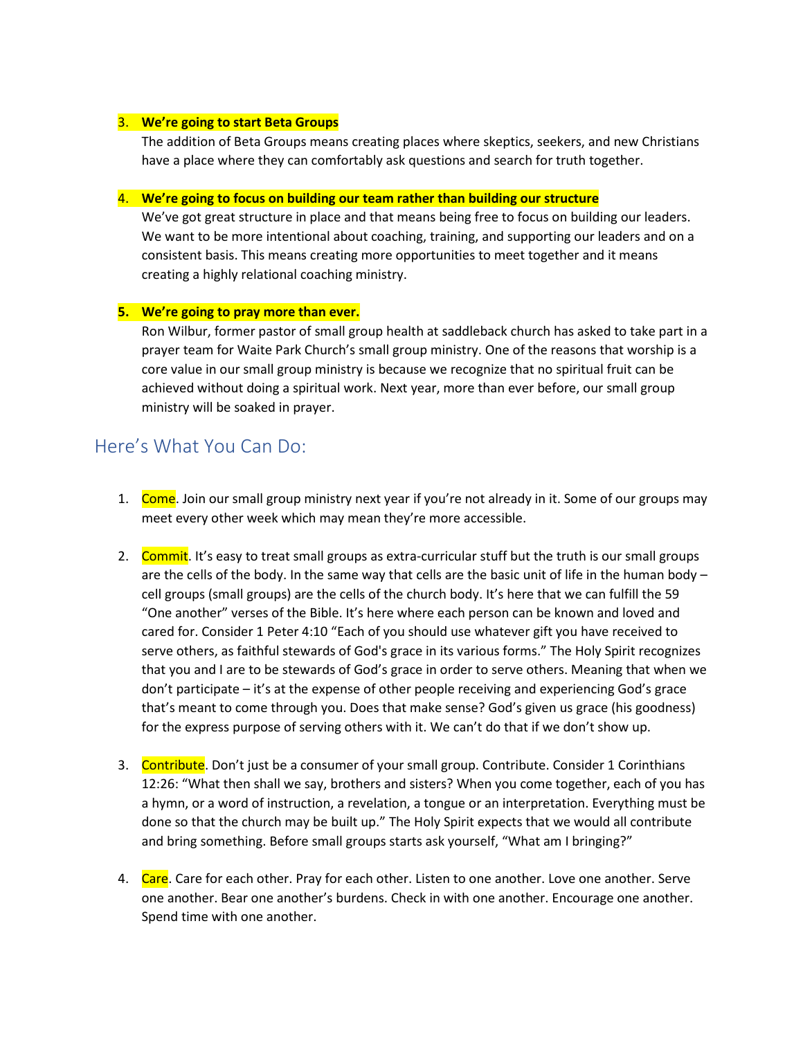3. **We're going to start Beta Groups**
   The addition of Beta Groups means creating places where skeptics, seekers, and new Christians have a place where they can comfortably ask questions and search for truth together.

4. **We're going to focus on building our team rather than building our structure**
   We've got great structure in place and that means being free to focus on building our leaders. We want to be more intentional about coaching, training, and supporting our leaders and on a consistent basis. This means creating more opportunities to meet together and it means creating a highly relational coaching ministry.

5. **We're going to pray more than ever.**
   Ron Wilbur, former pastor of small group health at saddleback church has asked to take part in a prayer team for Waite Park Church's small group ministry. One of the reasons that worship is a core value in our small group ministry is because we recognize that no spiritual fruit can be achieved without doing a spiritual work. Next year, more than ever before, our small group ministry will be soaked in prayer.

## Here's What You Can Do:

1. Come. Join our small group ministry next year if you're not already in it. Some of our groups may meet every other week which may mean they're more accessible.

2. Commit. It's easy to treat small groups as extra-curricular stuff but the truth is our small groups are the cells of the body. In the same way that cells are the basic unit of life in the human body – cell groups (small groups) are the cells of the church body. It's here that we can fulfill the 59 "One another" verses of the Bible. It's here where each person can be known and loved and cared for. Consider 1 Peter 4:10 "Each of you should use whatever gift you have received to serve others, as faithful stewards of God's grace in its various forms." The Holy Spirit recognizes that you and I are to be stewards of God's grace in order to serve others. Meaning that when we don't participate – it's at the expense of other people receiving and experiencing God's grace that's meant to come through you. Does that make sense? God's given us grace (his goodness) for the express purpose of serving others with it. We can't do that if we don't show up.

3. Contribute. Don't just be a consumer of your small group. Contribute. Consider 1 Corinthians 12:26: "What then shall we say, brothers and sisters? When you come together, each of you has a hymn, or a word of instruction, a revelation, a tongue or an interpretation. Everything must be done so that the church may be built up." The Holy Spirit expects that we would all contribute and bring something. Before small groups starts ask yourself, "What am I bringing?"

4. Care. Care for each other. Pray for each other. Listen to one another. Love one another. Serve one another. Bear one another's burdens. Check in with one another. Encourage one another. Spend time with one another.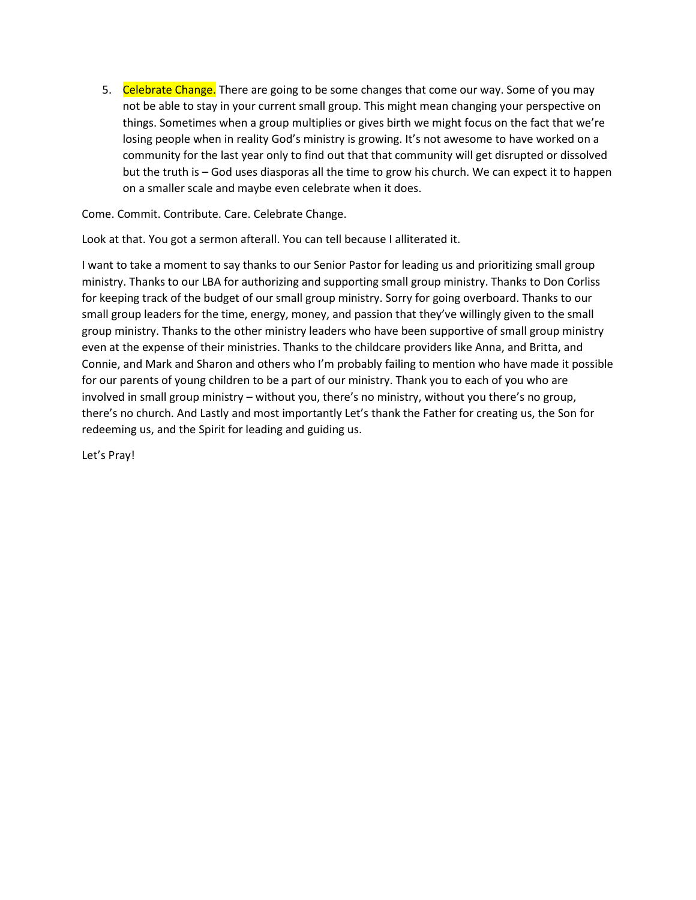5. Celebrate Change. There are going to be some changes that come our way. Some of you may not be able to stay in your current small group. This might mean changing your perspective on things. Sometimes when a group multiplies or gives birth we might focus on the fact that we're losing people when in reality God's ministry is growing. It's not awesome to have worked on a community for the last year only to find out that that community will get disrupted or dissolved but the truth is – God uses diasporas all the time to grow his church. We can expect it to happen on a smaller scale and maybe even celebrate when it does.

Come. Commit. Contribute. Care. Celebrate Change.

Look at that. You got a sermon afterall. You can tell because I alliterated it.

I want to take a moment to say thanks to our Senior Pastor for leading us and prioritizing small group ministry. Thanks to our LBA for authorizing and supporting small group ministry. Thanks to Don Corliss for keeping track of the budget of our small group ministry. Sorry for going overboard. Thanks to our small group leaders for the time, energy, money, and passion that they've willingly given to the small group ministry. Thanks to the other ministry leaders who have been supportive of small group ministry even at the expense of their ministries. Thanks to the childcare providers like Anna, and Britta, and Connie, and Mark and Sharon and others who I'm probably failing to mention who have made it possible for our parents of young children to be a part of our ministry. Thank you to each of you who are involved in small group ministry – without you, there's no ministry, without you there's no group, there's no church. And Lastly and most importantly Let's thank the Father for creating us, the Son for redeeming us, and the Spirit for leading and guiding us.

Let's Pray!